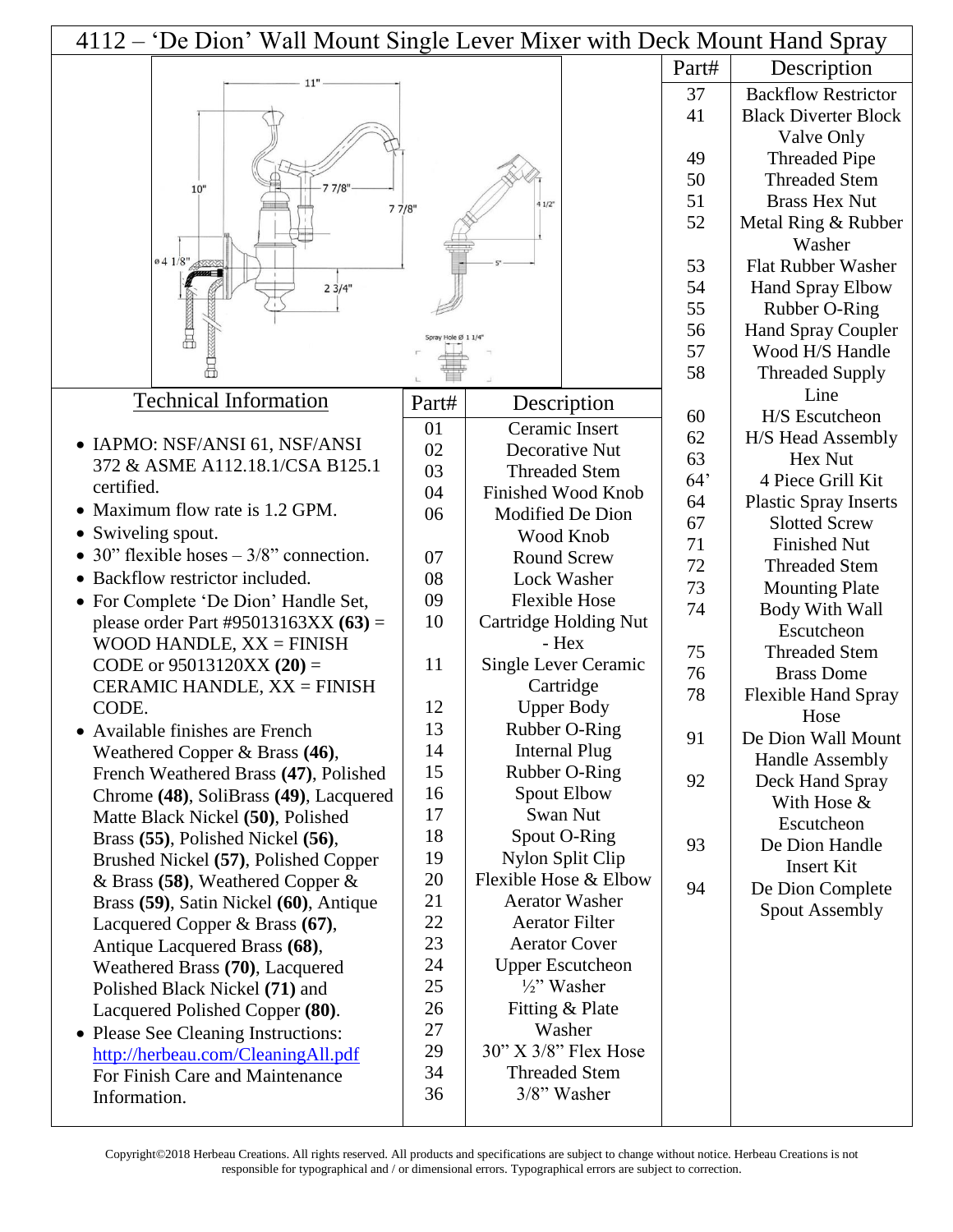# 4112 – 'De Dion' Wall Mount Single Lever Mixer with Deck Mount Hand Spray

## Technical Information

- IAPMO: NSF/ANSI 61, NSF/ANSI 372 & ASME A112.18.1/CSA B125.1 certified.
- Maximum flow rate is 1.2 GPM.
- Swiveling spout.
- 30" flexible hoses – 3/8" connection.
- Backflow restrictor included.
- For Complete 'De Dion' Handle Set, please order Part #95013163XX **(63)** = WOOD HANDLE, XX = FINISH CODE or 95013120XX **(20)** = CERAMIC HANDLE, XX = FINISH CODE.
- Available finishes are French Weathered Copper & Brass **(46)**, French Weathered Brass **(47)**, Polished Chrome **(48)**, SoliBrass **(49)**, Lacquered Matte Black Nickel **(50)**, Polished Brass **(55)**, Polished Nickel **(56)**, Brushed Nickel **(57)**, Polished Copper & Brass **(58)**, Weathered Copper & Brass **(59)**, Satin Nickel **(60)**, Antique Lacquered Copper & Brass **(67)**, Antique Lacquered Brass **(68)**, Weathered Brass **(70)**, Lacquered Polished Black Nickel **(71)** and Lacquered Polished Copper **(80)**.
- Please See Cleaning Instructions: http://herbeau.com/CleaningAll.pdf For Finish Care and Maintenance Information.

| Part# | Description |
|---|---|
| 01 | Ceramic Insert |
| 02 | Decorative Nut |
| 03 | Threaded Stem |
| 04 | Finished Wood Knob |
| 06 | Modified De Dion Wood Knob |
| 07 | Round Screw |
| 08 | Lock Washer |
| 09 | Flexible Hose |
| 10 | Cartridge Holding Nut - Hex |
| 11 | Single Lever Ceramic Cartridge |
| 12 | Upper Body |
| 13 | Rubber O-Ring |
| 14 | Internal Plug |
| 15 | Rubber O-Ring |
| 16 | Spout Elbow |
| 17 | Swan Nut |
| 18 | Spout O-Ring |
| 19 | Nylon Split Clip |
| 20 | Flexible Hose & Elbow |
| 21 | Aerator Washer |
| 22 | Aerator Filter |
| 23 | Aerator Cover |
| 24 | Upper Escutcheon |
| 25 | ½" Washer |
| 26 | Fitting & Plate |
| 27 | Washer |
| 29 | 30" X 3/8" Flex Hose |
| 34 | Threaded Stem |
| 36 | 3/8" Washer |

| Part# | Description |
|---|---|
| 37 | Backflow Restrictor |
| 41 | Black Diverter Block Valve Only |
| 49 | Threaded Pipe |
| 50 | Threaded Stem |
| 51 | Brass Hex Nut |
| 52 | Metal Ring & Rubber Washer |
| 53 | Flat Rubber Washer |
| 54 | Hand Spray Elbow |
| 55 | Rubber O-Ring |
| 56 | Hand Spray Coupler |
| 57 | Wood H/S Handle |
| 58 | Threaded Supply Line |
| 60 | H/S Escutcheon |
| 62 | H/S Head Assembly |
| 63 | Hex Nut |
| 64' | 4 Piece Grill Kit |
| 64 | Plastic Spray Inserts |
| 67 | Slotted Screw |
| 71 | Finished Nut |
| 72 | Threaded Stem |
| 73 | Mounting Plate |
| 74 | Body With Wall Escutcheon |
| 75 | Threaded Stem |
| 76 | Brass Dome |
| 78 | Flexible Hand Spray Hose |
| 91 | De Dion Wall Mount Handle Assembly |
| 92 | Deck Hand Spray With Hose & Escutcheon |
| 93 | De Dion Handle Insert Kit |
| 94 | De Dion Complete Spout Assembly |

Copyright©2018 Herbeau Creations. All rights reserved. All products and specifications are subject to change without notice. Herbeau Creations is not responsible for typographical and / or dimensional errors. Typographical errors are subject to correction.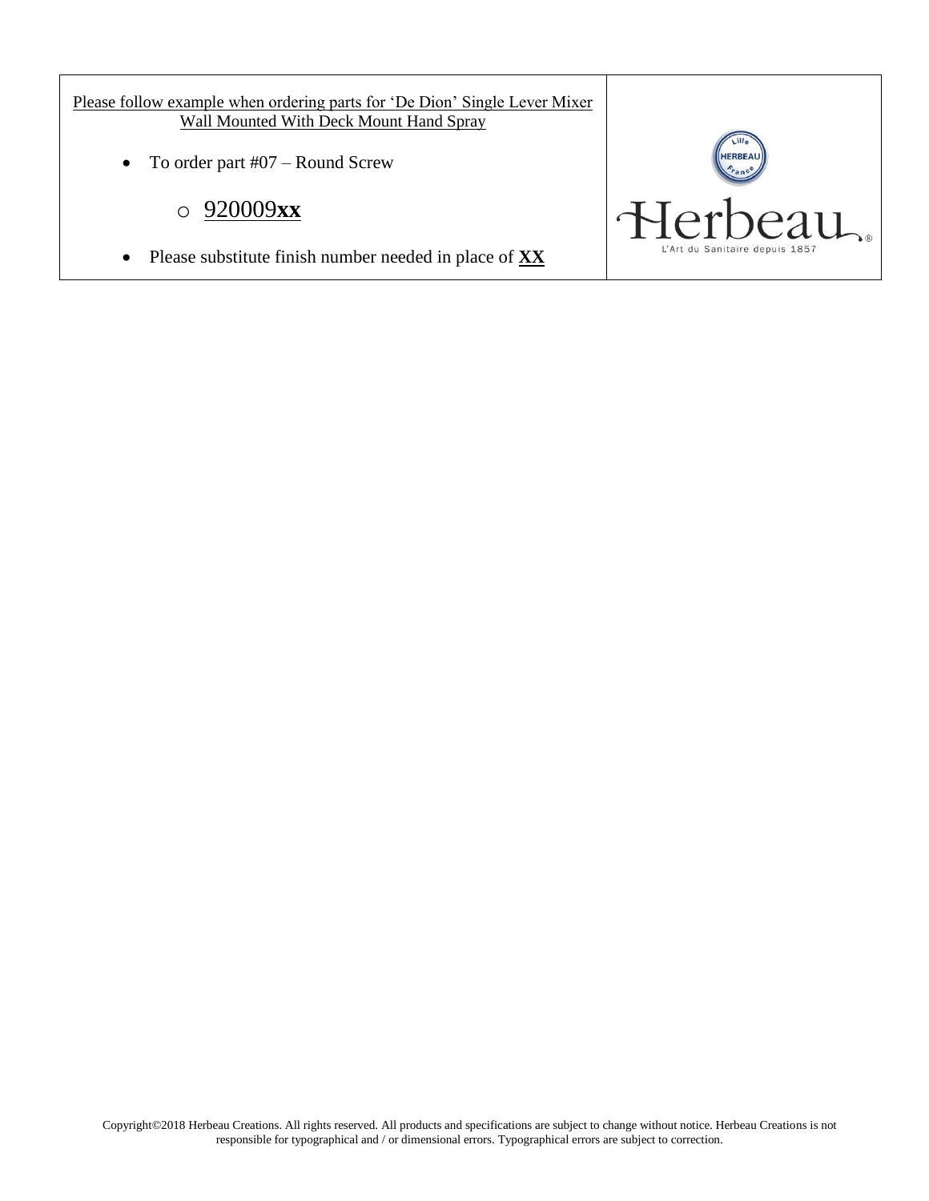Please follow example when ordering parts for 'De Dion' Single Lever Mixer Wall Mounted With Deck Mount Hand Spray

- To order part #07 – Round Screw
  - 920009**xx**
- Please substitute finish number needed in place of **XX**

Herbeau

L'Art du Sanitaire depuis 1857

Copyright©2018 Herbeau Creations. All rights reserved. All products and specifications are subject to change without notice. Herbeau Creations is not responsible for typographical and / or dimensional errors. Typographical errors are subject to correction.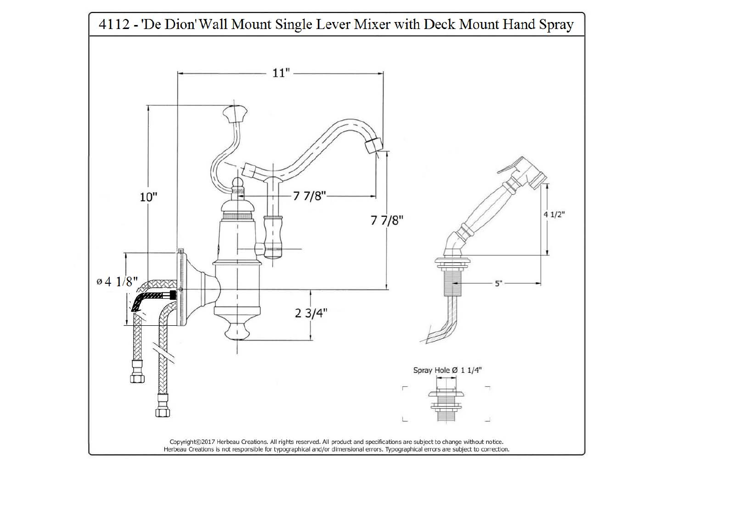# 4112 - 'De Dion' Wall Mount Single Lever Mixer with Deck Mount Hand Spray

11"

10"

7 7/8"

7 7/8"

ø 4 1/8"

2 3/4"

4 1/2"

5"

Spray Hole Ø 1 1/4"

Copyright©2017 Herbeau Creations. All rights reserved. All product and specifications are subject to change without notice.
Herbeau Creations is not responsible for typographical and/or dimensional errors. Typographical errors are subject to correction.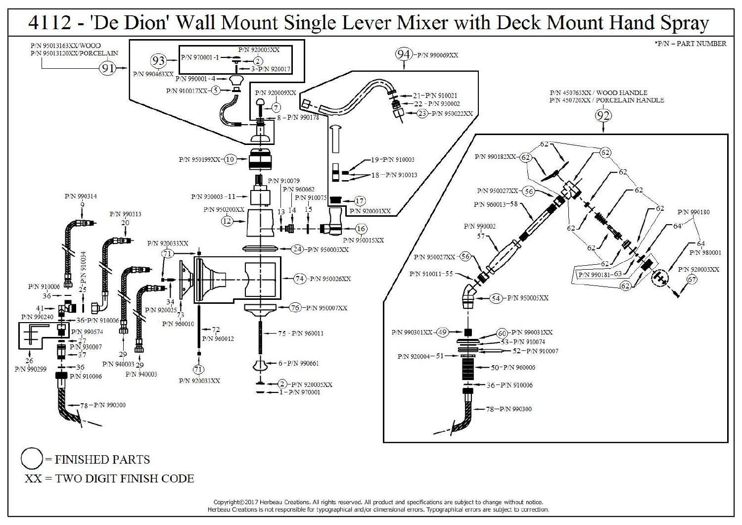# 4112 - 'De Dion' Wall Mount Single Lever Mixer with Deck Mount Hand Spray

*P/N = PART NUMBER

P/N 95013163XX/WOOD
P/N 95013120XX/PORCELAIN
91

93
P/N 990463XX
P/N 970001-1
P/N 920005XX
2
3-P/N 920017
P/N 990001-4
P/N 910017XX-5
P/N 920009XX
7
8-P/N 990178
P/N 950199XX-10
P/N 910079
P/N 930003-11
P/N 960062
P/N 910075
P/N 950200XX
12
13
14
15
16
P/N 950015XX
24-P/N 950003XX
74-P/N 950026XX
76-P/N 950007XX
75-P/N 960011
6-P/N 990661
2-P/N 920005XX
1-P/N 970001

94-P/N 990069XX
21-P/N 910021
22-P/N 930002
23-P/N 950022XX
19-P/N 910003
18-P/N 910013
17
P/N 920001XX

P/N 990314
9
P/N 990313
20
P/N 910034
25
P/N 910006
36
41
P/N 990240
36-P/N 910006
P/N 990574
27
P/N 930007
37
26
P/N 990299
36
P/N 910006
78-P/N 990300
29
P/N 940003
29
P/N 940003
P/N 920033XX
71
34
P/N 920025
73
P/N 960010
72
P/N 960012
71
P/N 920033XX

P/N 450763XX / WOOD HANDLE
P/N 450720XX / PORCELAIN HANDLE
92

62
P/N 990182XX-62
62
62
62
P/N 950027XX-56
P/N 960013-58
62
62
62
P/N 990180
64'
64
P/N 980001
P/N 990002
57
P/N 990181-63
62
P/N 920003XX
67
P/N 950027XX-56
P/N 910011-55
54-P/N 950005XX
P/N 990301XX-49
60-P/N 990031XX
53-P/N 910074
52-P/N 910007
P/N 920004-51
50-P/N 960006
36-P/N 910006
78-P/N 990300

◯ = FINISHED PARTS

XX = TWO DIGIT FINISH CODE

Copyright©2017 Herbeau Creations. All rights reserved. All product and specifications are subject to change without notice.
Herbeau Creations is not responsible for typographical and/or dimensional errors. Typographical errors are subject to correction.